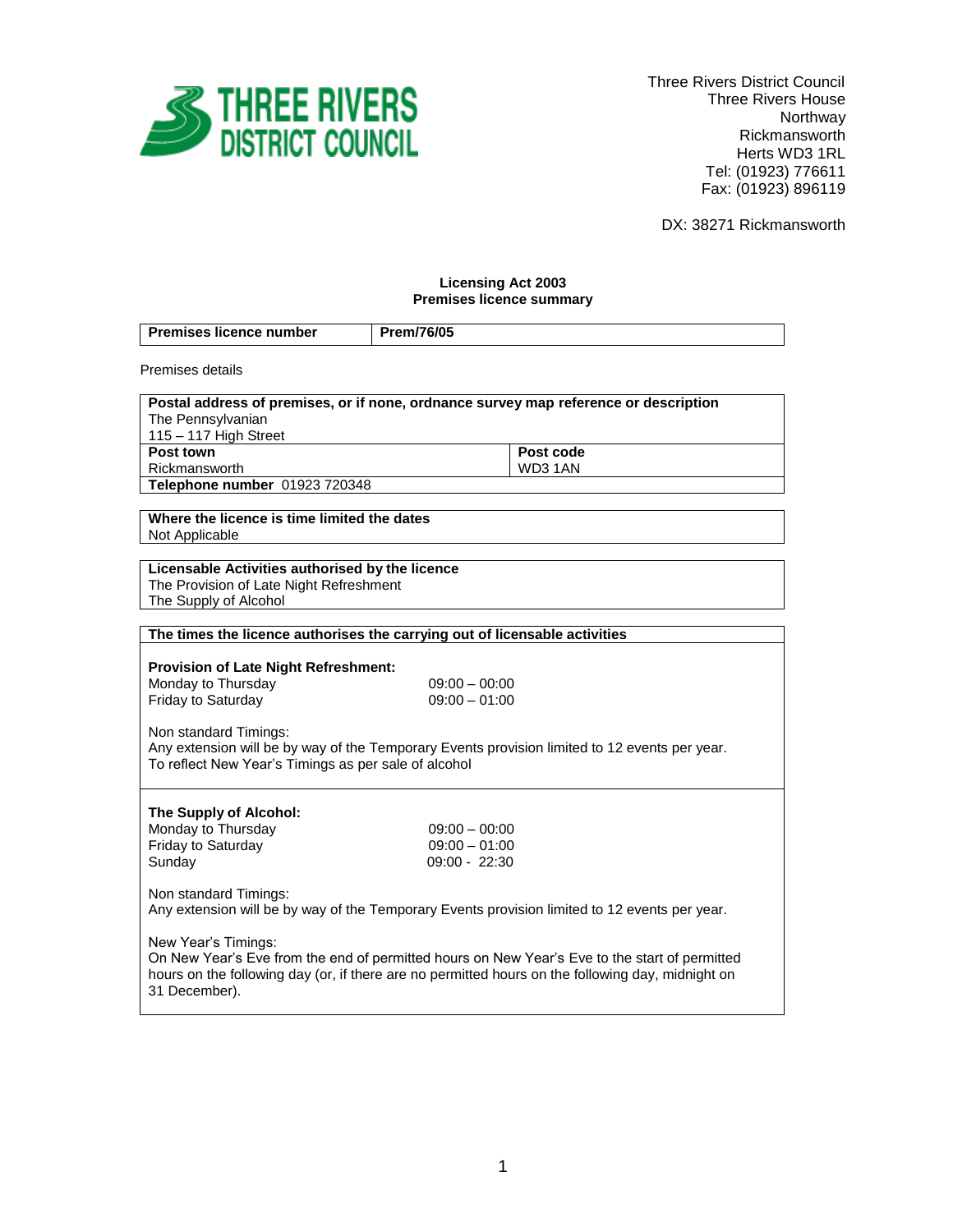Three Rivers District Council
Three Rivers House
Northway
Rickmansworth
Herts WD3 1RL
Tel: (01923) 776611
Fax: (01923) 896119

DX: 38271 Rickmansworth

**Licensing Act 2003**
**Premises licence summary**

| **Premises licence number** | **Prem/76/05** |
|---|---|

Premises details

| **Postal address of premises, or if none, ordnance survey map reference or description** | |
|---|---|
| The Pennsylvanian<br>115 – 117 High Street | |
| **Post town**<br>Rickmansworth | **Post code**<br>WD3 1AN |
| **Telephone number** 01923 720348 | |

| **Where the licence is time limited the dates** |
|---|
| Not Applicable |

| **Licensable Activities authorised by the licence** |
|---|
| The Provision of Late Night Refreshment<br>The Supply of Alcohol |

**The times the licence authorises the carrying out of licensable activities**

**Provision of Late Night Refreshment:**

| | |
|---|---|
| Monday to Thursday | 09:00 – 00:00 |
| Friday to Saturday | 09:00 – 01:00 |

Non standard Timings:
Any extension will be by way of the Temporary Events provision limited to 12 events per year.
To reflect New Year's Timings as per sale of alcohol

**The Supply of Alcohol:**

| | |
|---|---|
| Monday to Thursday | 09:00 – 00:00 |
| Friday to Saturday | 09:00 – 01:00 |
| Sunday | 09:00 - 22:30 |

Non standard Timings:
Any extension will be by way of the Temporary Events provision limited to 12 events per year.

New Year's Timings:
On New Year's Eve from the end of permitted hours on New Year's Eve to the start of permitted hours on the following day (or, if there are no permitted hours on the following day, midnight on 31 December).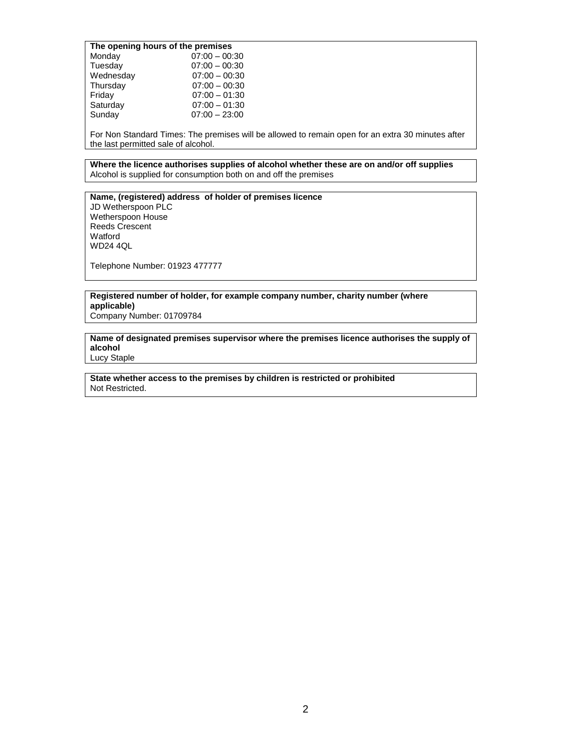**The opening hours of the premises**

| | |
|---|---|
| Monday | 07:00 – 00:30 |
| Tuesday | 07:00 – 00:30 |
| Wednesday | 07:00 – 00:30 |
| Thursday | 07:00 – 00:30 |
| Friday | 07:00 – 01:30 |
| Saturday | 07:00 – 01:30 |
| Sunday | 07:00 – 23:00 |

For Non Standard Times: The premises will be allowed to remain open for an extra 30 minutes after the last permitted sale of alcohol.

**Where the licence authorises supplies of alcohol whether these are on and/or off supplies**

Alcohol is supplied for consumption both on and off the premises

**Name, (registered) address of holder of premises licence**

JD Wetherspoon PLC
Wetherspoon House
Reeds Crescent
Watford
WD24 4QL

Telephone Number: 01923 477777

**Registered number of holder, for example company number, charity number (where applicable)**

Company Number: 01709784

**Name of designated premises supervisor where the premises licence authorises the supply of alcohol**

Lucy Staple

**State whether access to the premises by children is restricted or prohibited**

Not Restricted.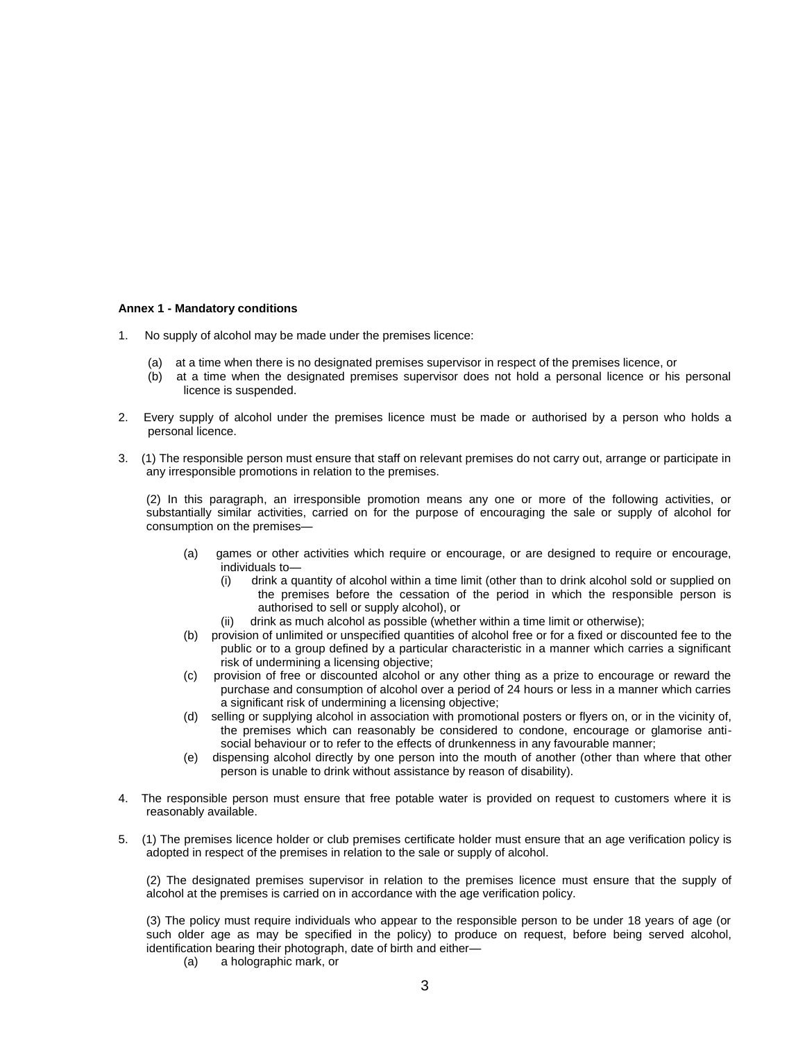**Annex 1 - Mandatory conditions**

1. No supply of alcohol may be made under the premises licence:

   (a) at a time when there is no designated premises supervisor in respect of the premises licence, or
   (b) at a time when the designated premises supervisor does not hold a personal licence or his personal licence is suspended.

2. Every supply of alcohol under the premises licence must be made or authorised by a person who holds a personal licence.

3. (1) The responsible person must ensure that staff on relevant premises do not carry out, arrange or participate in any irresponsible promotions in relation to the premises.

   (2) In this paragraph, an irresponsible promotion means any one or more of the following activities, or substantially similar activities, carried on for the purpose of encouraging the sale or supply of alcohol for consumption on the premises—

   (a) games or other activities which require or encourage, or are designed to require or encourage, individuals to—
      (i) drink a quantity of alcohol within a time limit (other than to drink alcohol sold or supplied on the premises before the cessation of the period in which the responsible person is authorised to sell or supply alcohol), or
      (ii) drink as much alcohol as possible (whether within a time limit or otherwise);
   (b) provision of unlimited or unspecified quantities of alcohol free or for a fixed or discounted fee to the public or to a group defined by a particular characteristic in a manner which carries a significant risk of undermining a licensing objective;
   (c) provision of free or discounted alcohol or any other thing as a prize to encourage or reward the purchase and consumption of alcohol over a period of 24 hours or less in a manner which carries a significant risk of undermining a licensing objective;
   (d) selling or supplying alcohol in association with promotional posters or flyers on, or in the vicinity of, the premises which can reasonably be considered to condone, encourage or glamorise anti-social behaviour or to refer to the effects of drunkenness in any favourable manner;
   (e) dispensing alcohol directly by one person into the mouth of another (other than where that other person is unable to drink without assistance by reason of disability).

4. The responsible person must ensure that free potable water is provided on request to customers where it is reasonably available.

5. (1) The premises licence holder or club premises certificate holder must ensure that an age verification policy is adopted in respect of the premises in relation to the sale or supply of alcohol.

   (2) The designated premises supervisor in relation to the premises licence must ensure that the supply of alcohol at the premises is carried on in accordance with the age verification policy.

   (3) The policy must require individuals who appear to the responsible person to be under 18 years of age (or such older age as may be specified in the policy) to produce on request, before being served alcohol, identification bearing their photograph, date of birth and either—
   (a) a holographic mark, or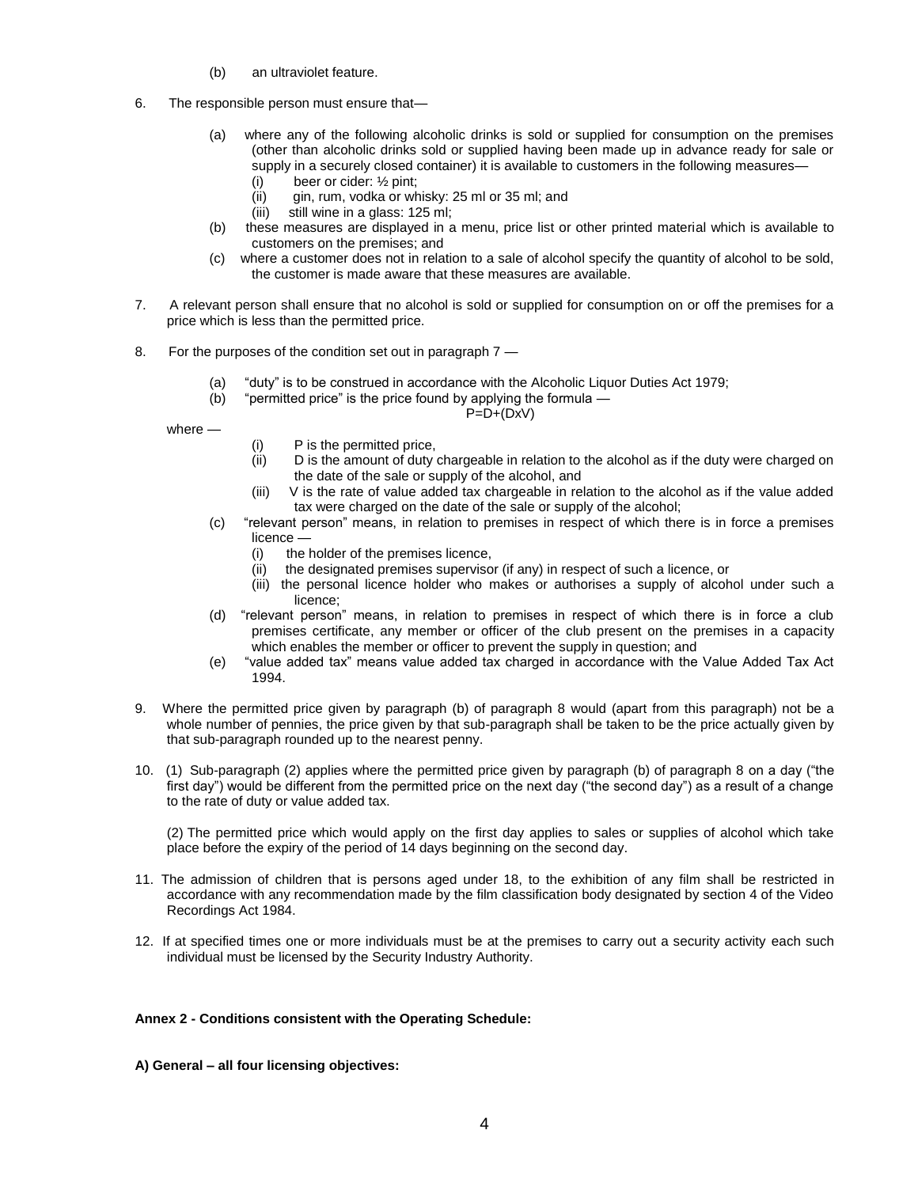(b) an ultraviolet feature.

6. The responsible person must ensure that—

   (a) where any of the following alcoholic drinks is sold or supplied for consumption on the premises (other than alcoholic drinks sold or supplied having been made up in advance ready for sale or supply in a securely closed container) it is available to customers in the following measures—
      (i) beer or cider: ½ pint;
      (ii) gin, rum, vodka or whisky: 25 ml or 35 ml; and
      (iii) still wine in a glass: 125 ml;

   (b) these measures are displayed in a menu, price list or other printed material which is available to customers on the premises; and

   (c) where a customer does not in relation to a sale of alcohol specify the quantity of alcohol to be sold, the customer is made aware that these measures are available.

7. A relevant person shall ensure that no alcohol is sold or supplied for consumption on or off the premises for a price which is less than the permitted price.

8. For the purposes of the condition set out in paragraph 7 —

   (a) "duty" is to be construed in accordance with the Alcoholic Liquor Duties Act 1979;

   (b) "permitted price" is the price found by applying the formula —

$$P=D+(DxV)$$

where —

   (i) P is the permitted price,
   (ii) D is the amount of duty chargeable in relation to the alcohol as if the duty were charged on the date of the sale or supply of the alcohol, and
   (iii) V is the rate of value added tax chargeable in relation to the alcohol as if the value added tax were charged on the date of the sale or supply of the alcohol;

   (c) "relevant person" means, in relation to premises in respect of which there is in force a premises licence —
      (i) the holder of the premises licence,
      (ii) the designated premises supervisor (if any) in respect of such a licence, or
      (iii) the personal licence holder who makes or authorises a supply of alcohol under such a licence;

   (d) "relevant person" means, in relation to premises in respect of which there is in force a club premises certificate, any member or officer of the club present on the premises in a capacity which enables the member or officer to prevent the supply in question; and

   (e) "value added tax" means value added tax charged in accordance with the Value Added Tax Act 1994.

9. Where the permitted price given by paragraph (b) of paragraph 8 would (apart from this paragraph) not be a whole number of pennies, the price given by that sub-paragraph shall be taken to be the price actually given by that sub-paragraph rounded up to the nearest penny.

10. (1) Sub-paragraph (2) applies where the permitted price given by paragraph (b) of paragraph 8 on a day ("the first day") would be different from the permitted price on the next day ("the second day") as a result of a change to the rate of duty or value added tax.

    (2) The permitted price which would apply on the first day applies to sales or supplies of alcohol which take place before the expiry of the period of 14 days beginning on the second day.

11. The admission of children that is persons aged under 18, to the exhibition of any film shall be restricted in accordance with any recommendation made by the film classification body designated by section 4 of the Video Recordings Act 1984.

12. If at specified times one or more individuals must be at the premises to carry out a security activity each such individual must be licensed by the Security Industry Authority.

**Annex 2 - Conditions consistent with the Operating Schedule:**

**A) General – all four licensing objectives:**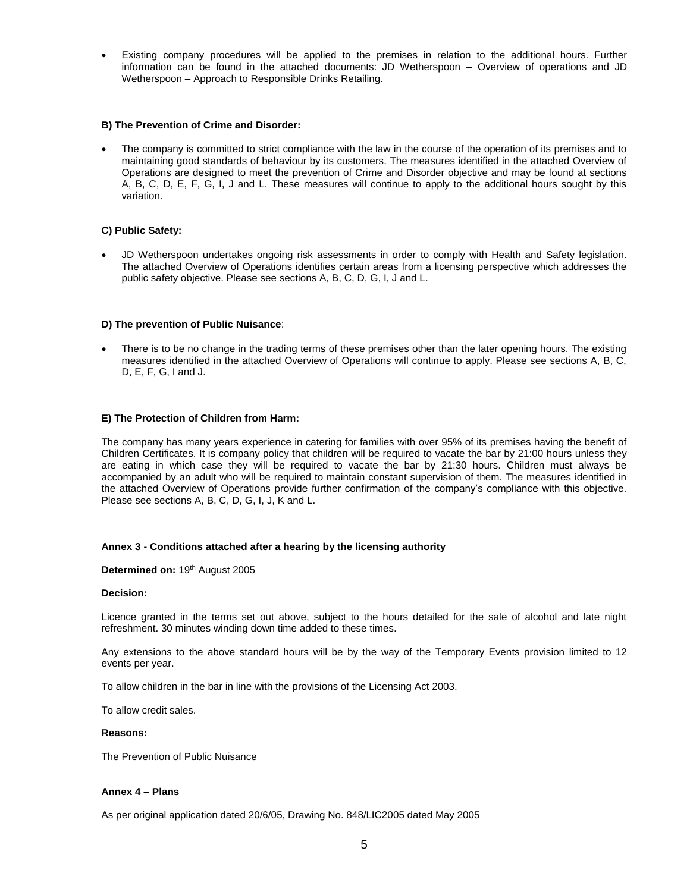- Existing company procedures will be applied to the premises in relation to the additional hours. Further information can be found in the attached documents: JD Wetherspoon – Overview of operations and JD Wetherspoon – Approach to Responsible Drinks Retailing.

**B) The Prevention of Crime and Disorder:**

- The company is committed to strict compliance with the law in the course of the operation of its premises and to maintaining good standards of behaviour by its customers. The measures identified in the attached Overview of Operations are designed to meet the prevention of Crime and Disorder objective and may be found at sections A, B, C, D, E, F, G, I, J and L. These measures will continue to apply to the additional hours sought by this variation.

**C) Public Safety:**

- JD Wetherspoon undertakes ongoing risk assessments in order to comply with Health and Safety legislation. The attached Overview of Operations identifies certain areas from a licensing perspective which addresses the public safety objective. Please see sections A, B, C, D, G, I, J and L.

**D) The prevention of Public Nuisance**:

- There is to be no change in the trading terms of these premises other than the later opening hours. The existing measures identified in the attached Overview of Operations will continue to apply. Please see sections A, B, C, D, E, F, G, I and J.

**E) The Protection of Children from Harm:**

The company has many years experience in catering for families with over 95% of its premises having the benefit of Children Certificates. It is company policy that children will be required to vacate the bar by 21:00 hours unless they are eating in which case they will be required to vacate the bar by 21:30 hours. Children must always be accompanied by an adult who will be required to maintain constant supervision of them. The measures identified in the attached Overview of Operations provide further confirmation of the company's compliance with this objective. Please see sections A, B, C, D, G, I, J, K and L.

**Annex 3 - Conditions attached after a hearing by the licensing authority**

**Determined on:** 19th August 2005

**Decision:**

Licence granted in the terms set out above, subject to the hours detailed for the sale of alcohol and late night refreshment. 30 minutes winding down time added to these times.

Any extensions to the above standard hours will be by the way of the Temporary Events provision limited to 12 events per year.

To allow children in the bar in line with the provisions of the Licensing Act 2003.

To allow credit sales.

**Reasons:**

The Prevention of Public Nuisance

**Annex 4 – Plans**

As per original application dated 20/6/05, Drawing No. 848/LIC2005 dated May 2005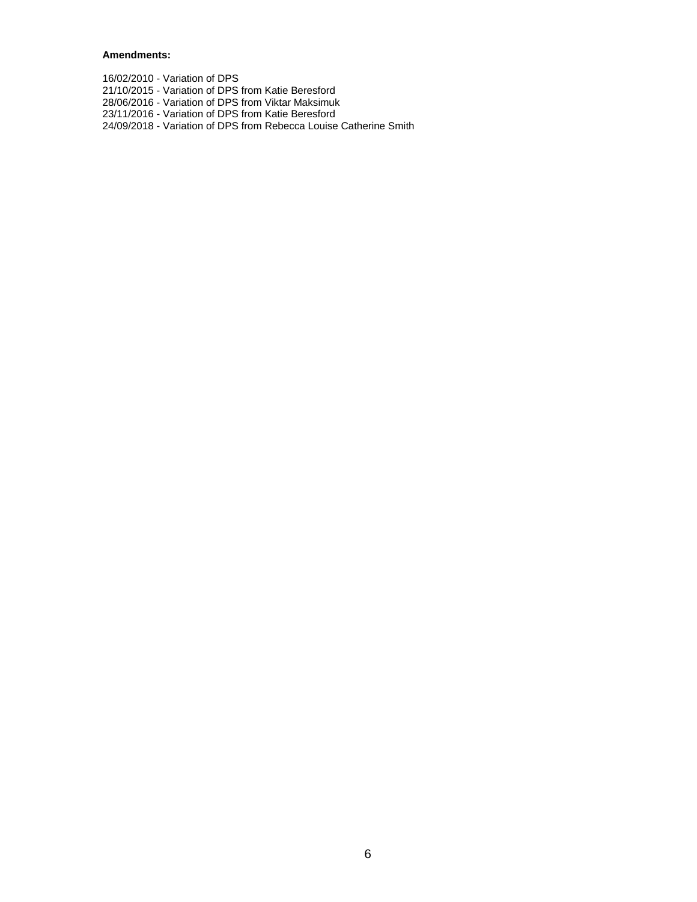**Amendments:**

16/02/2010 - Variation of DPS
21/10/2015 - Variation of DPS from Katie Beresford
28/06/2016 - Variation of DPS from Viktar Maksimuk
23/11/2016 - Variation of DPS from Katie Beresford
24/09/2018 - Variation of DPS from Rebecca Louise Catherine Smith